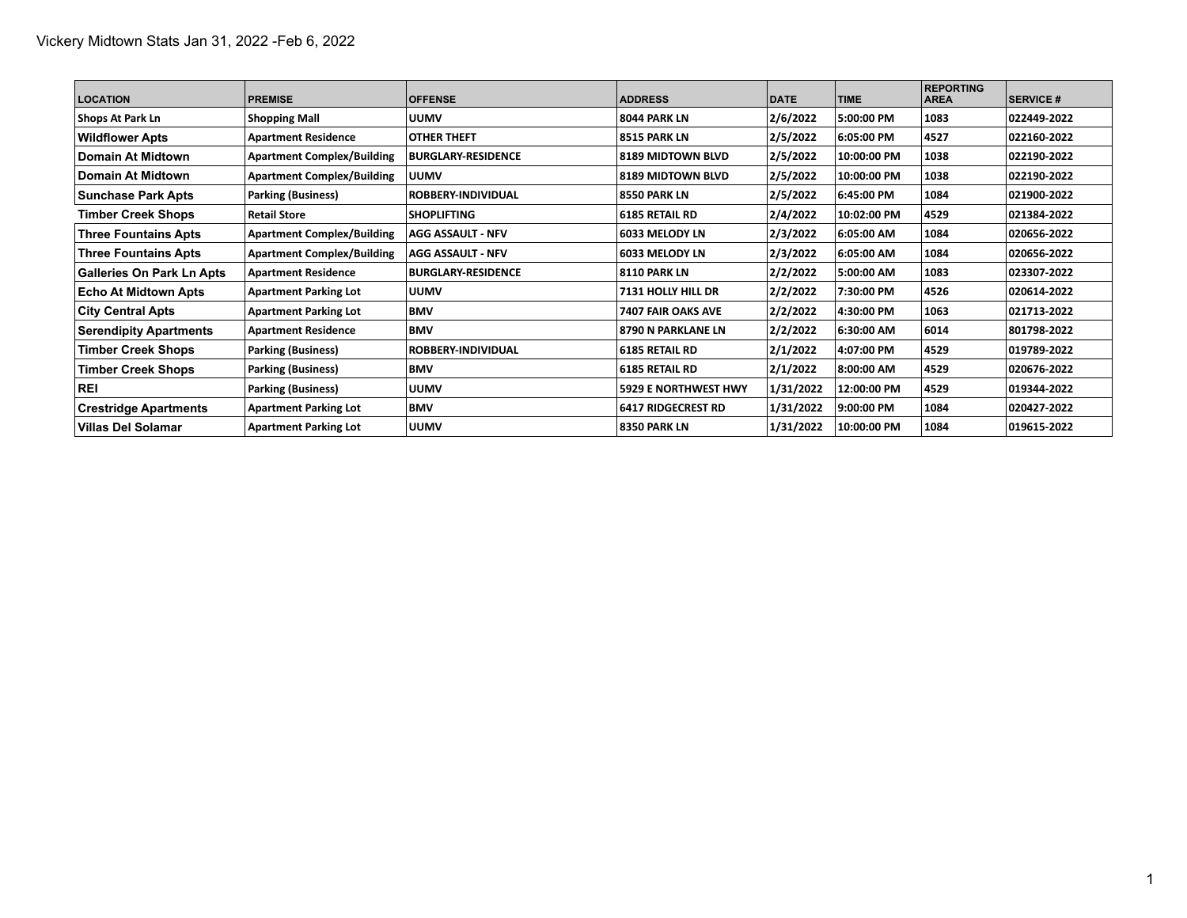Vickery Midtown Stats Jan 31, 2022 -Feb 6, 2022

| LOCATION | PREMISE | OFFENSE | ADDRESS | DATE | TIME | REPORTING AREA | SERVICE # |
|---|---|---|---|---|---|---|---|
| Shops At Park Ln | Shopping Mall | UUMV | 8044 PARK LN | 2/6/2022 | 5:00:00 PM | 1083 | 022449-2022 |
| Wildflower Apts | Apartment Residence | OTHER THEFT | 8515 PARK LN | 2/5/2022 | 6:05:00 PM | 4527 | 022160-2022 |
| Domain At Midtown | Apartment Complex/Building | BURGLARY-RESIDENCE | 8189 MIDTOWN BLVD | 2/5/2022 | 10:00:00 PM | 1038 | 022190-2022 |
| Domain At Midtown | Apartment Complex/Building | UUMV | 8189 MIDTOWN BLVD | 2/5/2022 | 10:00:00 PM | 1038 | 022190-2022 |
| Sunchase Park Apts | Parking (Business) | ROBBERY-INDIVIDUAL | 8550 PARK LN | 2/5/2022 | 6:45:00 PM | 1084 | 021900-2022 |
| Timber Creek Shops | Retail Store | SHOPLIFTING | 6185 RETAIL RD | 2/4/2022 | 10:02:00 PM | 4529 | 021384-2022 |
| Three Fountains Apts | Apartment Complex/Building | AGG ASSAULT - NFV | 6033 MELODY LN | 2/3/2022 | 6:05:00 AM | 1084 | 020656-2022 |
| Three Fountains Apts | Apartment Complex/Building | AGG ASSAULT - NFV | 6033 MELODY LN | 2/3/2022 | 6:05:00 AM | 1084 | 020656-2022 |
| Galleries On Park Ln Apts | Apartment Residence | BURGLARY-RESIDENCE | 8110 PARK LN | 2/2/2022 | 5:00:00 AM | 1083 | 023307-2022 |
| Echo At Midtown Apts | Apartment Parking Lot | UUMV | 7131 HOLLY HILL DR | 2/2/2022 | 7:30:00 PM | 4526 | 020614-2022 |
| City Central Apts | Apartment Parking Lot | BMV | 7407 FAIR OAKS AVE | 2/2/2022 | 4:30:00 PM | 1063 | 021713-2022 |
| Serendipity Apartments | Apartment Residence | BMV | 8790 N PARKLANE LN | 2/2/2022 | 6:30:00 AM | 6014 | 801798-2022 |
| Timber Creek Shops | Parking (Business) | ROBBERY-INDIVIDUAL | 6185 RETAIL RD | 2/1/2022 | 4:07:00 PM | 4529 | 019789-2022 |
| Timber Creek Shops | Parking (Business) | BMV | 6185 RETAIL RD | 2/1/2022 | 8:00:00 AM | 4529 | 020676-2022 |
| REI | Parking (Business) | UUMV | 5929 E NORTHWEST HWY | 1/31/2022 | 12:00:00 PM | 4529 | 019344-2022 |
| Crestridge Apartments | Apartment Parking Lot | BMV | 6417 RIDGECREST RD | 1/31/2022 | 9:00:00 PM | 1084 | 020427-2022 |
| Villas Del Solamar | Apartment Parking Lot | UUMV | 8350 PARK LN | 1/31/2022 | 10:00:00 PM | 1084 | 019615-2022 |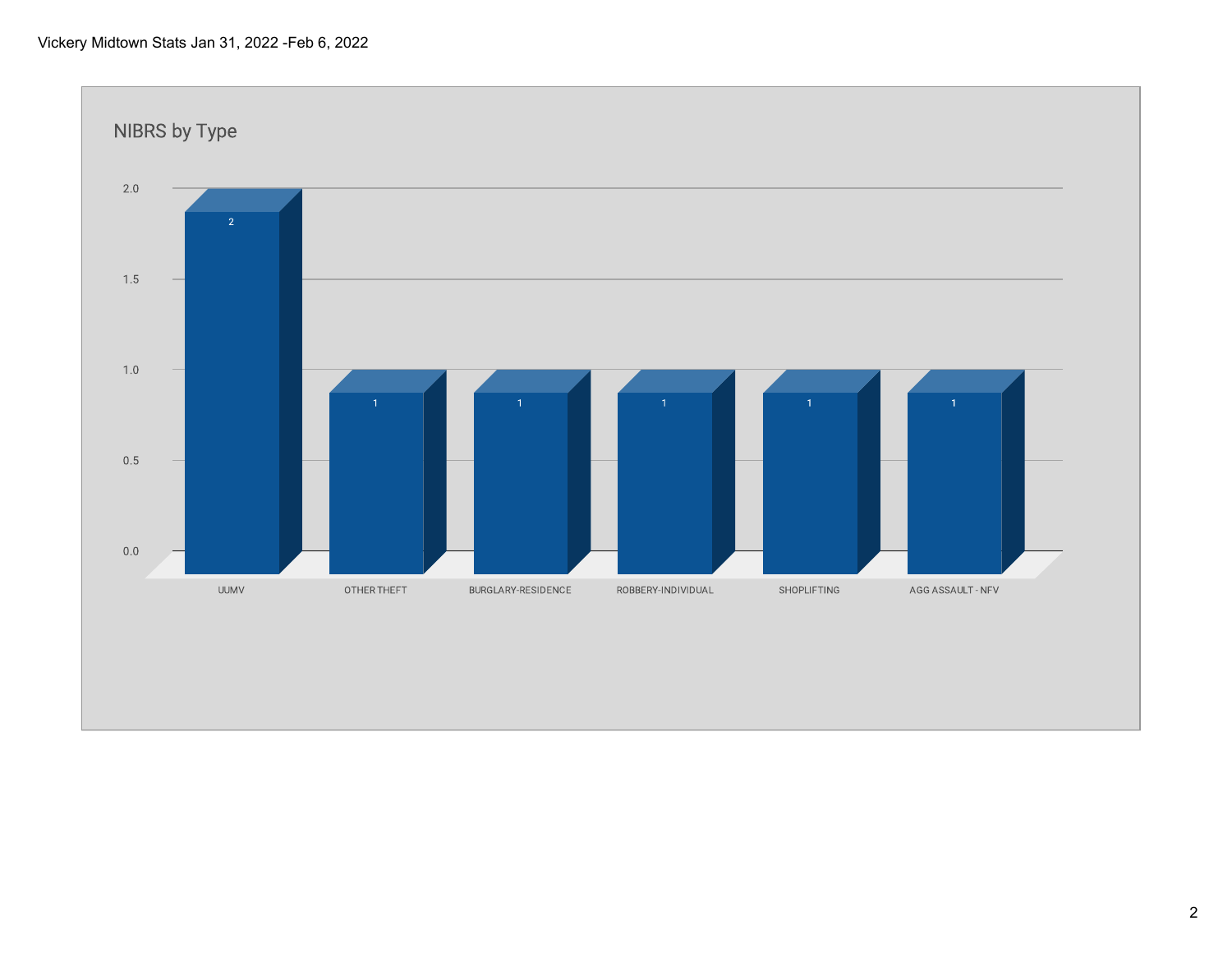Vickery Midtown Stats Jan 31, 2022 -Feb 6, 2022

## NIBRS by Type

| Type | Count |
|---|---|
| UUMV | 2 |
| OTHER THEFT | 1 |
| BURGLARY-RESIDENCE | 1 |
| ROBBERY-INDIVIDUAL | 1 |
| SHOPLIFTING | 1 |
| AGG ASSAULT - NFV | 1 |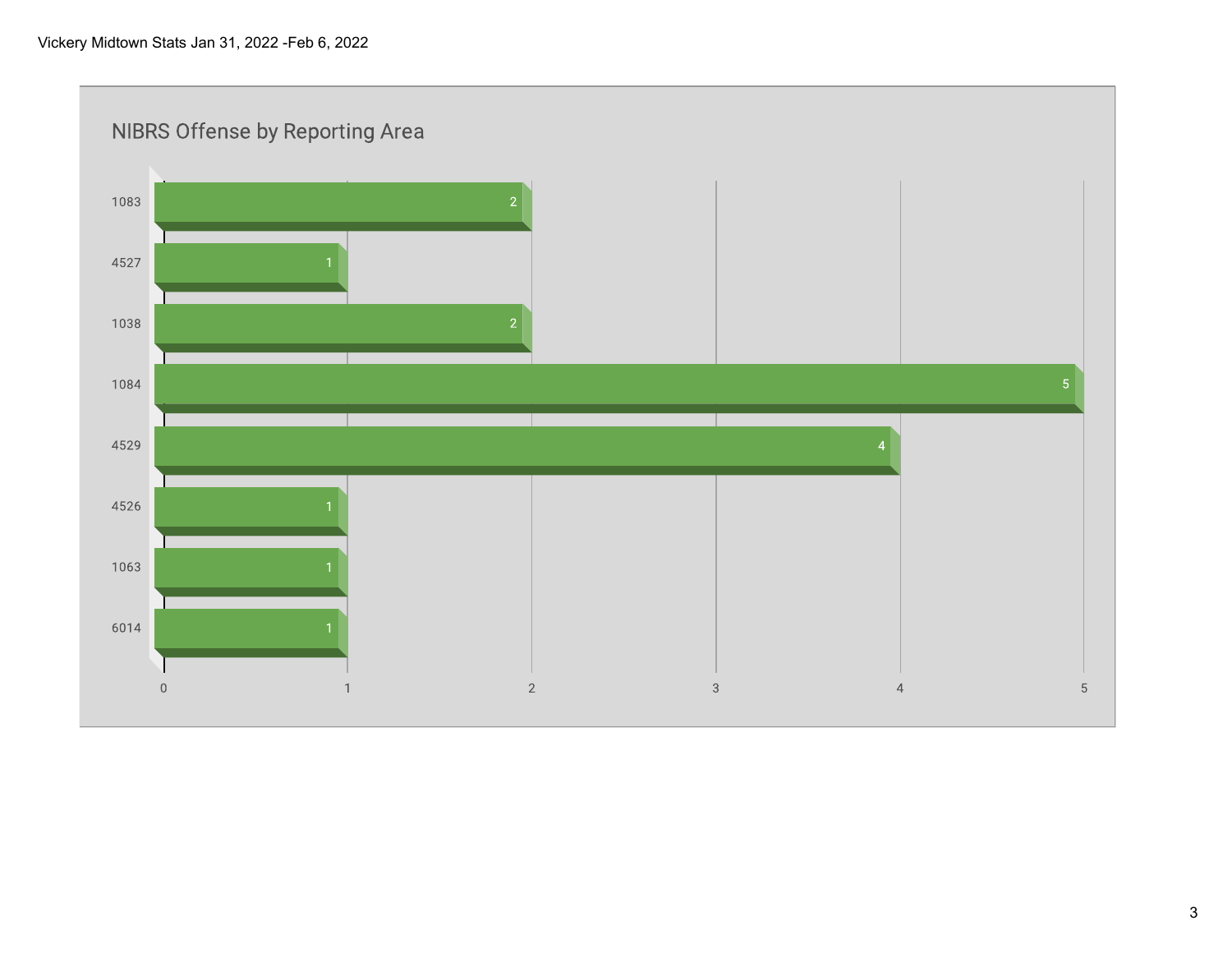Vickery Midtown Stats Jan 31, 2022 -Feb 6, 2022

## NIBRS Offense by Reporting Area

| Reporting Area | Count |
|---|---|
| 1083 | 2 |
| 4527 | 1 |
| 1038 | 2 |
| 1084 | 5 |
| 4529 | 4 |
| 4526 | 1 |
| 1063 | 1 |
| 6014 | 1 |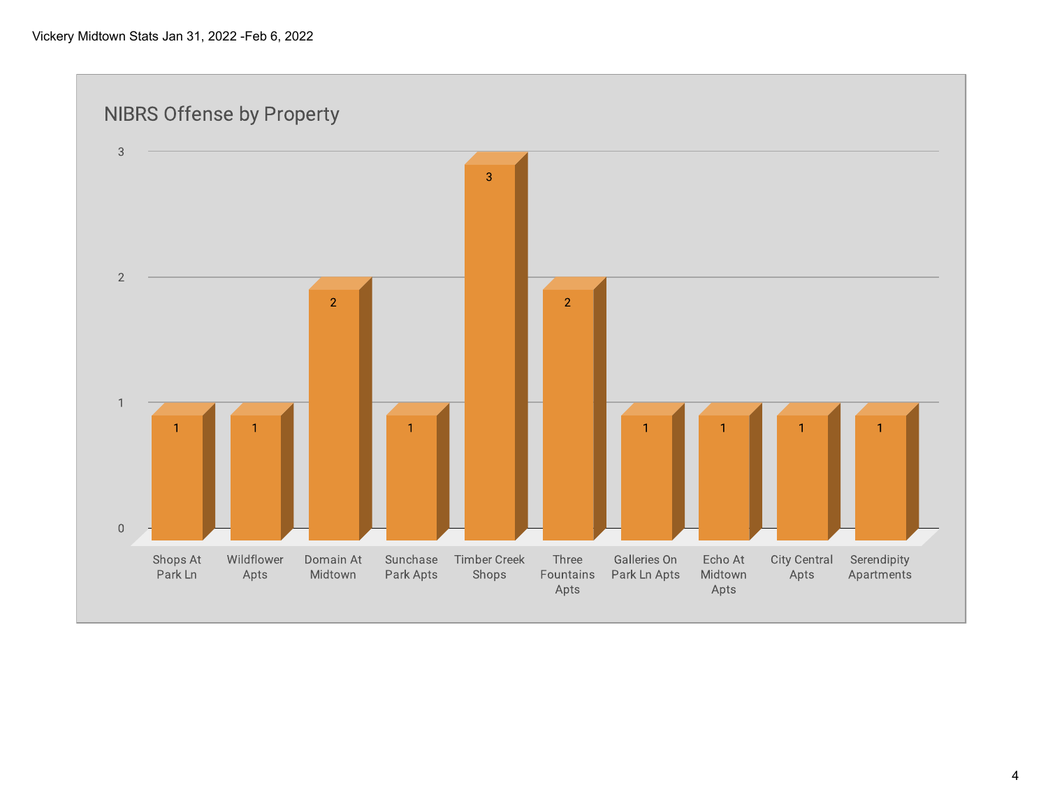Vickery Midtown Stats Jan 31, 2022 -Feb 6, 2022

## NIBRS Offense by Property

| Property | Count |
|---|---|
| Shops At Park Ln | 1 |
| Wildflower Apts | 1 |
| Domain At Midtown | 2 |
| Sunchase Park Apts | 1 |
| Timber Creek Shops | 3 |
| Three Fountains Apts | 2 |
| Galleries On Park Ln Apts | 1 |
| Echo At Midtown Apts | 1 |
| City Central Apts | 1 |
| Serendipity Apartments | 1 |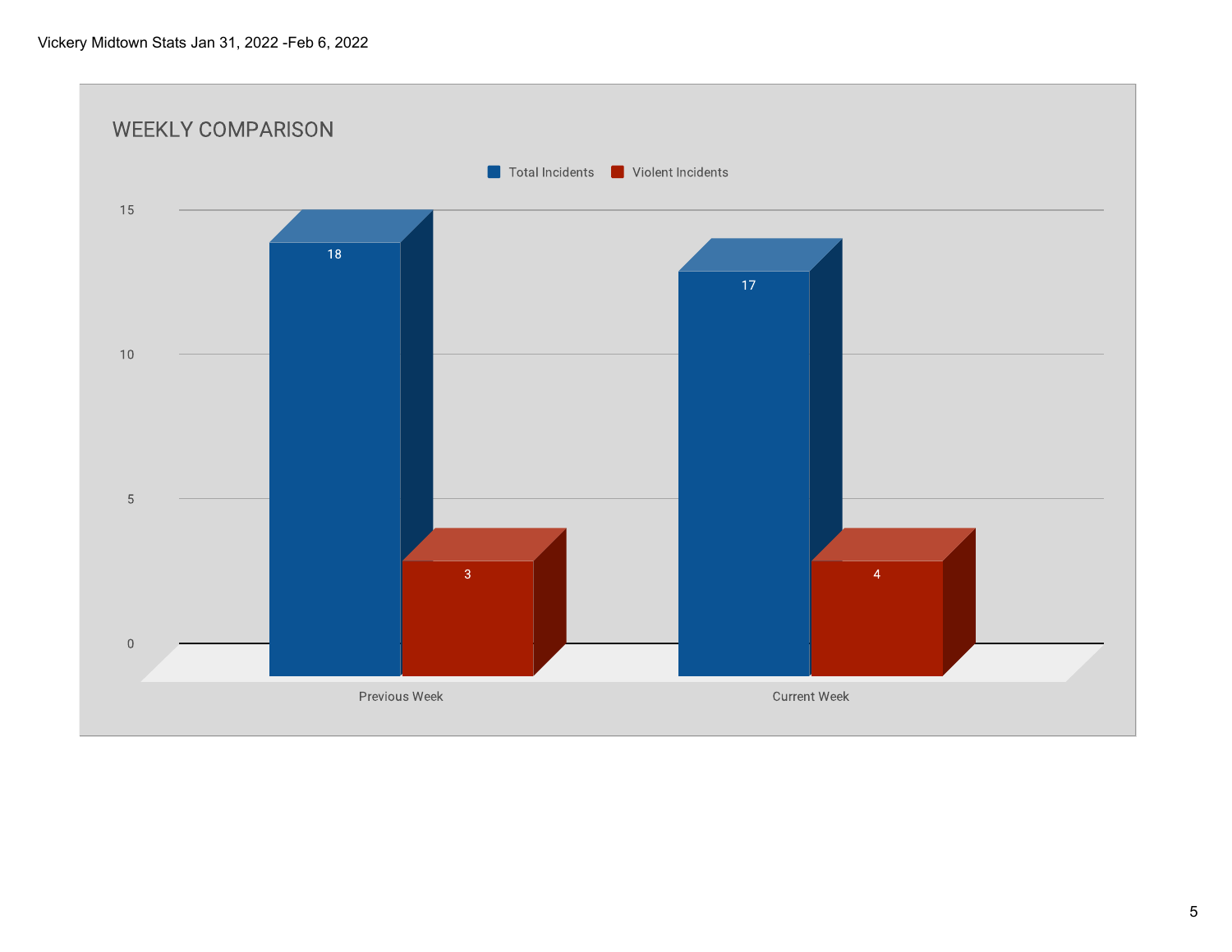Vickery Midtown Stats Jan 31, 2022 -Feb 6, 2022

WEEKLY COMPARISON

Total Incidents
Violent Incidents

15
10
5
0

18
3
17
4

Previous Week
Current Week